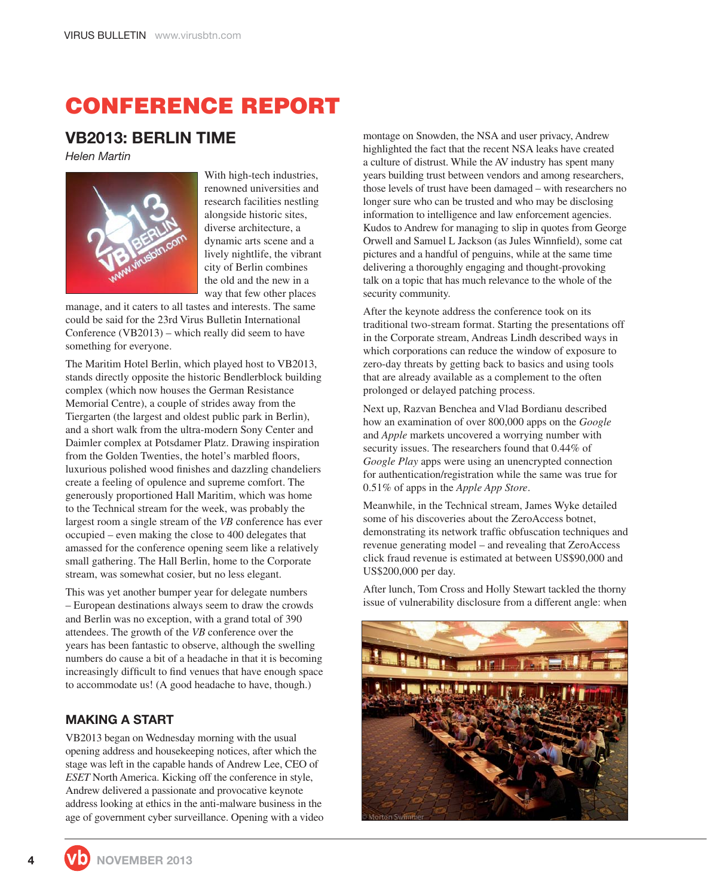# CONFERENCE REPORT

## VB2013: BERLIN TIME

*Helen Martin*

With high-tech industries, renowned universities and research facilities nestling alongside historic sites, diverse architecture, a dynamic arts scene and a lively nightlife, the vibrant city of Berlin combines the old and the new in a way that few other places manage, and it caters to all tastes and interests. The same could be said for the 23rd Virus Bulletin International Conference (VB2013) – which really did seem to have something for everyone.

The Maritim Hotel Berlin, which played host to VB2013, stands directly opposite the historic Bendlerblock building complex (which now houses the German Resistance Memorial Centre), a couple of strides away from the Tiergarten (the largest and oldest public park in Berlin), and a short walk from the ultra-modern Sony Center and Daimler complex at Potsdamer Platz. Drawing inspiration from the Golden Twenties, the hotel's marbled floors, luxurious polished wood finishes and dazzling chandeliers create a feeling of opulence and supreme comfort. The generously proportioned Hall Maritim, which was home to the Technical stream for the week, was probably the largest room a single stream of the *VB* conference has ever occupied – even making the close to 400 delegates that amassed for the conference opening seem like a relatively small gathering. The Hall Berlin, home to the Corporate stream, was somewhat cosier, but no less elegant.

This was yet another bumper year for delegate numbers – European destinations always seem to draw the crowds and Berlin was no exception, with a grand total of 390 attendees. The growth of the *VB* conference over the years has been fantastic to observe, although the swelling numbers do cause a bit of a headache in that it is becoming increasingly difficult to find venues that have enough space to accommodate us! (A good headache to have, though.)

### MAKING A START

VB2013 began on Wednesday morning with the usual opening address and housekeeping notices, after which the stage was left in the capable hands of Andrew Lee, CEO of *ESET* North America. Kicking off the conference in style, Andrew delivered a passionate and provocative keynote address looking at ethics in the anti-malware business in the age of government cyber surveillance. Opening with a video montage on Snowden, the NSA and user privacy, Andrew highlighted the fact that the recent NSA leaks have created a culture of distrust. While the AV industry has spent many years building trust between vendors and among researchers, those levels of trust have been damaged – with researchers no longer sure who can be trusted and who may be disclosing information to intelligence and law enforcement agencies. Kudos to Andrew for managing to slip in quotes from George Orwell and Samuel L Jackson (as Jules Winnfield), some cat pictures and a handful of penguins, while at the same time delivering a thoroughly engaging and thought-provoking talk on a topic that has much relevance to the whole of the security community.

After the keynote address the conference took on its traditional two-stream format. Starting the presentations off in the Corporate stream, Andreas Lindh described ways in which corporations can reduce the window of exposure to zero-day threats by getting back to basics and using tools that are already available as a complement to the often prolonged or delayed patching process.

Next up, Razvan Benchea and Vlad Bordianu described how an examination of over 800,000 apps on the *Google* and *Apple* markets uncovered a worrying number with security issues. The researchers found that 0.44% of *Google Play* apps were using an unencrypted connection for authentication/registration while the same was true for 0.51% of apps in the *Apple App Store*.

Meanwhile, in the Technical stream, James Wyke detailed some of his discoveries about the ZeroAccess botnet, demonstrating its network traffic obfuscation techniques and revenue generating model – and revealing that ZeroAccess click fraud revenue is estimated at between US$90,000 and US$200,000 per day.

After lunch, Tom Cross and Holly Stewart tackled the thorny issue of vulnerability disclosure from a different angle: when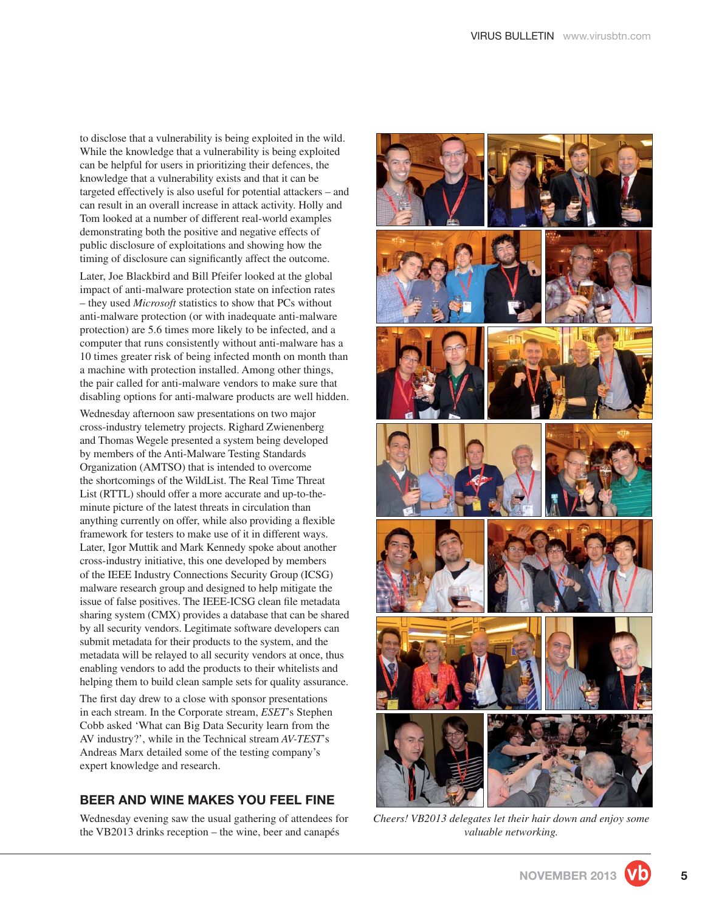to disclose that a vulnerability is being exploited in the wild. While the knowledge that a vulnerability is being exploited can be helpful for users in prioritizing their defences, the knowledge that a vulnerability exists and that it can be targeted effectively is also useful for potential attackers – and can result in an overall increase in attack activity. Holly and Tom looked at a number of different real-world examples demonstrating both the positive and negative effects of public disclosure of exploitations and showing how the timing of disclosure can significantly affect the outcome.

Later, Joe Blackbird and Bill Pfeifer looked at the global impact of anti-malware protection state on infection rates – they used *Microsoft* statistics to show that PCs without anti-malware protection (or with inadequate anti-malware protection) are 5.6 times more likely to be infected, and a computer that runs consistently without anti-malware has a 10 times greater risk of being infected month on month than a machine with protection installed. Among other things, the pair called for anti-malware vendors to make sure that disabling options for anti-malware products are well hidden.

Wednesday afternoon saw presentations on two major cross-industry telemetry projects. Righard Zwienenberg and Thomas Wegele presented a system being developed by members of the Anti-Malware Testing Standards Organization (AMTSO) that is intended to overcome the shortcomings of the WildList. The Real Time Threat List (RTTL) should offer a more accurate and up-to-the-minute picture of the latest threats in circulation than anything currently on offer, while also providing a flexible framework for testers to make use of it in different ways. Later, Igor Muttik and Mark Kennedy spoke about another cross-industry initiative, this one developed by members of the IEEE Industry Connections Security Group (ICSG) malware research group and designed to help mitigate the issue of false positives. The IEEE-ICSG clean file metadata sharing system (CMX) provides a database that can be shared by all security vendors. Legitimate software developers can submit metadata for their products to the system, and the metadata will be relayed to all security vendors at once, thus enabling vendors to add the products to their whitelists and helping them to build clean sample sets for quality assurance.

The first day drew to a close with sponsor presentations in each stream. In the Corporate stream, *ESET*'s Stephen Cobb asked 'What can Big Data Security learn from the AV industry?', while in the Technical stream *AV-TEST*'s Andreas Marx detailed some of the testing company's expert knowledge and research.

## BEER AND WINE MAKES YOU FEEL FINE

Wednesday evening saw the usual gathering of attendees for the VB2013 drinks reception – the wine, beer and canapés

*Cheers! VB2013 delegates let their hair down and enjoy some valuable networking.*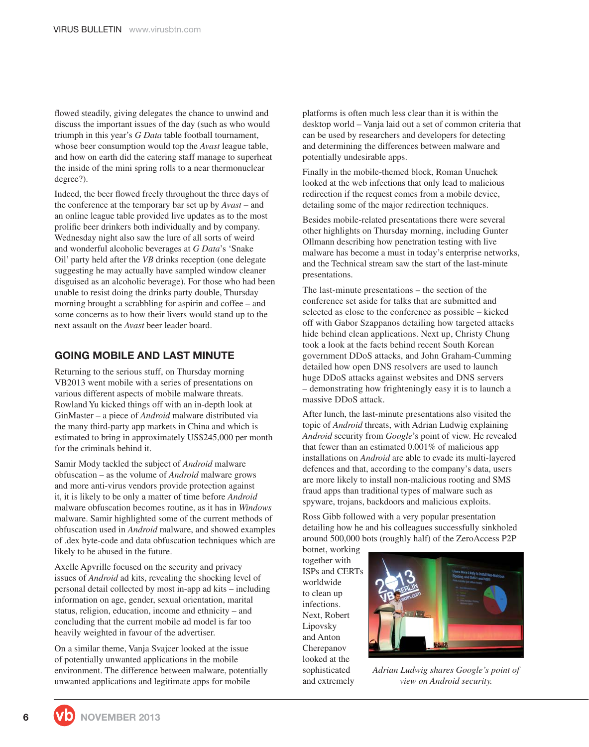flowed steadily, giving delegates the chance to unwind and discuss the important issues of the day (such as who would triumph in this year's *G Data* table football tournament, whose beer consumption would top the *Avast* league table, and how on earth did the catering staff manage to superheat the inside of the mini spring rolls to a near thermonuclear degree?).

Indeed, the beer flowed freely throughout the three days of the conference at the temporary bar set up by *Avast* – and an online league table provided live updates as to the most prolific beer drinkers both individually and by company. Wednesday night also saw the lure of all sorts of weird and wonderful alcoholic beverages at *G Data*'s 'Snake Oil' party held after the *VB* drinks reception (one delegate suggesting he may actually have sampled window cleaner disguised as an alcoholic beverage). For those who had been unable to resist doing the drinks party double, Thursday morning brought a scrabbling for aspirin and coffee – and some concerns as to how their livers would stand up to the next assault on the *Avast* beer leader board.

## GOING MOBILE AND LAST MINUTE

Returning to the serious stuff, on Thursday morning VB2013 went mobile with a series of presentations on various different aspects of mobile malware threats. Rowland Yu kicked things off with an in-depth look at GinMaster – a piece of *Android* malware distributed via the many third-party app markets in China and which is estimated to bring in approximately US$245,000 per month for the criminals behind it.

Samir Mody tackled the subject of *Android* malware obfuscation – as the volume of *Android* malware grows and more anti-virus vendors provide protection against it, it is likely to be only a matter of time before *Android* malware obfuscation becomes routine, as it has in *Windows* malware. Samir highlighted some of the current methods of obfuscation used in *Android* malware, and showed examples of .dex byte-code and data obfuscation techniques which are likely to be abused in the future.

Axelle Apvrille focused on the security and privacy issues of *Android* ad kits, revealing the shocking level of personal detail collected by most in-app ad kits – including information on age, gender, sexual orientation, marital status, religion, education, income and ethnicity – and concluding that the current mobile ad model is far too heavily weighted in favour of the advertiser.

On a similar theme, Vanja Svajcer looked at the issue of potentially unwanted applications in the mobile environment. The difference between malware, potentially unwanted applications and legitimate apps for mobile platforms is often much less clear than it is within the desktop world – Vanja laid out a set of common criteria that can be used by researchers and developers for detecting and determining the differences between malware and potentially undesirable apps.

Finally in the mobile-themed block, Roman Unuchek looked at the web infections that only lead to malicious redirection if the request comes from a mobile device, detailing some of the major redirection techniques.

Besides mobile-related presentations there were several other highlights on Thursday morning, including Gunter Ollmann describing how penetration testing with live malware has become a must in today's enterprise networks, and the Technical stream saw the start of the last-minute presentations.

The last-minute presentations – the section of the conference set aside for talks that are submitted and selected as close to the conference as possible – kicked off with Gabor Szappanos detailing how targeted attacks hide behind clean applications. Next up, Christy Chung took a look at the facts behind recent South Korean government DDoS attacks, and John Graham-Cumming detailed how open DNS resolvers are used to launch huge DDoS attacks against websites and DNS servers – demonstrating how frighteningly easy it is to launch a massive DDoS attack.

After lunch, the last-minute presentations also visited the topic of *Android* threats, with Adrian Ludwig explaining *Android* security from *Google*'s point of view. He revealed that fewer than an estimated 0.001% of malicious app installations on *Android* are able to evade its multi-layered defences and that, according to the company's data, users are more likely to install non-malicious rooting and SMS fraud apps than traditional types of malware such as spyware, trojans, backdoors and malicious exploits.

Ross Gibb followed with a very popular presentation detailing how he and his colleagues successfully sinkholed around 500,000 bots (roughly half) of the ZeroAccess P2P botnet, working together with ISPs and CERTs worldwide to clean up infections. Next, Robert Lipovsky and Anton Cherepanov looked at the sophisticated and extremely

*Adrian Ludwig shares Google's point of view on Android security.*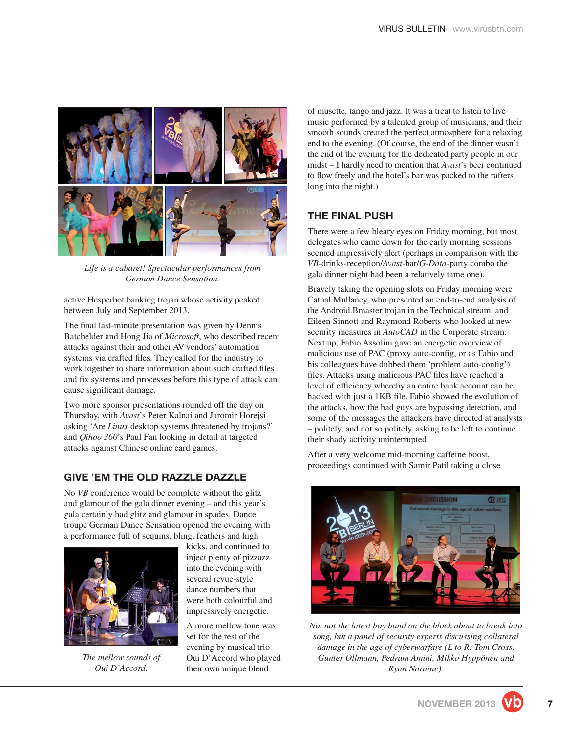*Life is a cabaret! Spectacular performances from German Dance Sensation.*

active Hesperbot banking trojan whose activity peaked between July and September 2013.

The final last-minute presentation was given by Dennis Batchelder and Hong Jia of *Microsoft*, who described recent attacks against their and other AV vendors' automation systems via crafted files. They called for the industry to work together to share information about such crafted files and fix systems and processes before this type of attack can cause significant damage.

Two more sponsor presentations rounded off the day on Thursday, with *Avast*'s Peter Kalnai and Jaromir Horejsi asking 'Are *Linux* desktop systems threatened by trojans?' and *Qihoo 360*'s Paul Fan looking in detail at targeted attacks against Chinese online card games.

## GIVE 'EM THE OLD RAZZLE DAZZLE

No *VB* conference would be complete without the glitz and glamour of the gala dinner evening – and this year's gala certainly had glitz and glamour in spades. Dance troupe German Dance Sensation opened the evening with a performance full of sequins, bling, feathers and high kicks, and continued to inject plenty of pizzazz into the evening with several revue-style dance numbers that were both colourful and impressively energetic.

*The mellow sounds of Oui D'Accord.*

A more mellow tone was set for the rest of the evening by musical trio Oui D'Accord who played their own unique blend of musette, tango and jazz. It was a treat to listen to live music performed by a talented group of musicians, and their smooth sounds created the perfect atmosphere for a relaxing end to the evening. (Of course, the end of the dinner wasn't the end of the evening for the dedicated party people in our midst – I hardly need to mention that *Avast*'s beer continued to flow freely and the hotel's bar was packed to the rafters long into the night.)

## THE FINAL PUSH

There were a few bleary eyes on Friday morning, but most delegates who came down for the early morning sessions seemed impressively alert (perhaps in comparison with the *VB*-drinks-reception/*Avast*-bar/*G-Data*-party combo the gala dinner night had been a relatively tame one).

Bravely taking the opening slots on Friday morning were Cathal Mullaney, who presented an end-to-end analysis of the Android.Bmaster trojan in the Technical stream, and Eileen Sinnott and Raymond Roberts who looked at new security measures in *AutoCAD* in the Corporate stream. Next up, Fabio Assolini gave an energetic overview of malicious use of PAC (proxy auto-config, or as Fabio and his colleagues have dubbed them 'problem auto-config') files. Attacks using malicious PAC files have reached a level of efficiency whereby an entire bank account can be hacked with just a 1KB file. Fabio showed the evolution of the attacks, how the bad guys are bypassing detection, and some of the messages the attackers have directed at analysts – politely, and not so politely, asking to be left to continue their shady activity uninterrupted.

After a very welcome mid-morning caffeine boost, proceedings continued with Samir Patil taking a close

*No, not the latest boy band on the block about to break into song, but a panel of security experts discussing collateral damage in the age of cyberwarfare (L to R: Tom Cross, Gunter Ollmann, Pedram Amini, Mikko Hyppönen and Ryan Naraine).*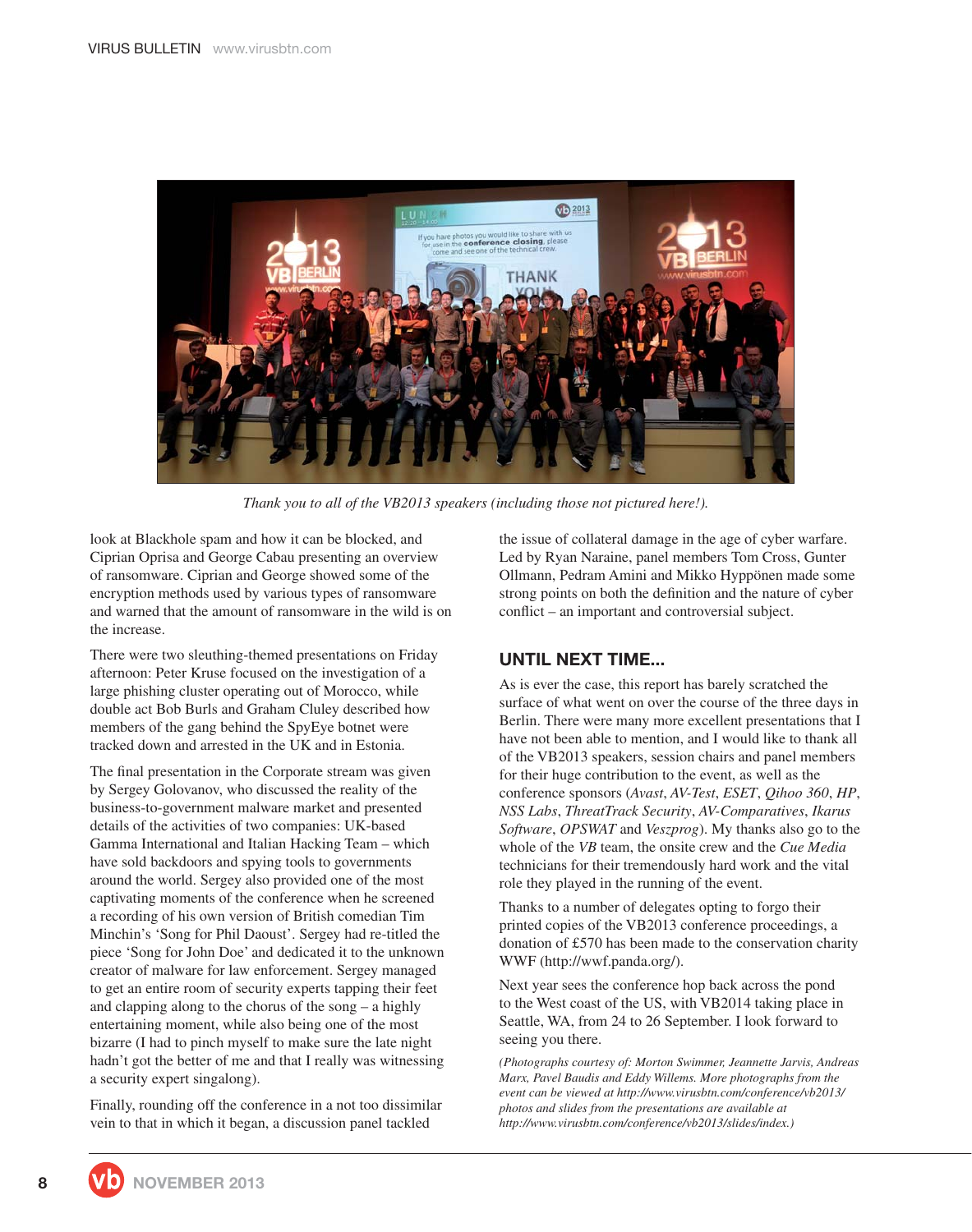*Thank you to all of the VB2013 speakers (including those not pictured here!).*

look at Blackhole spam and how it can be blocked, and Ciprian Oprisa and George Cabau presenting an overview of ransomware. Ciprian and George showed some of the encryption methods used by various types of ransomware and warned that the amount of ransomware in the wild is on the increase.

There were two sleuthing-themed presentations on Friday afternoon: Peter Kruse focused on the investigation of a large phishing cluster operating out of Morocco, while double act Bob Burls and Graham Cluley described how members of the gang behind the SpyEye botnet were tracked down and arrested in the UK and in Estonia.

The final presentation in the Corporate stream was given by Sergey Golovanov, who discussed the reality of the business-to-government malware market and presented details of the activities of two companies: UK-based Gamma International and Italian Hacking Team – which have sold backdoors and spying tools to governments around the world. Sergey also provided one of the most captivating moments of the conference when he screened a recording of his own version of British comedian Tim Minchin's 'Song for Phil Daoust'. Sergey had re-titled the piece 'Song for John Doe' and dedicated it to the unknown creator of malware for law enforcement. Sergey managed to get an entire room of security experts tapping their feet and clapping along to the chorus of the song – a highly entertaining moment, while also being one of the most bizarre (I had to pinch myself to make sure the late night hadn't got the better of me and that I really was witnessing a security expert singalong).

Finally, rounding off the conference in a not too dissimilar vein to that in which it began, a discussion panel tackled the issue of collateral damage in the age of cyber warfare. Led by Ryan Naraine, panel members Tom Cross, Gunter Ollmann, Pedram Amini and Mikko Hyppönen made some strong points on both the definition and the nature of cyber conflict – an important and controversial subject.

## UNTIL NEXT TIME...

As is ever the case, this report has barely scratched the surface of what went on over the course of the three days in Berlin. There were many more excellent presentations that I have not been able to mention, and I would like to thank all of the VB2013 speakers, session chairs and panel members for their huge contribution to the event, as well as the conference sponsors (*Avast*, *AV-Test*, *ESET*, *Qihoo 360*, *HP*, *NSS Labs*, *ThreatTrack Security*, *AV-Comparatives*, *Ikarus Software*, *OPSWAT* and *Veszprog*). My thanks also go to the whole of the *VB* team, the onsite crew and the *Cue Media* technicians for their tremendously hard work and the vital role they played in the running of the event.

Thanks to a number of delegates opting to forgo their printed copies of the VB2013 conference proceedings, a donation of £570 has been made to the conservation charity WWF (http://wwf.panda.org/).

Next year sees the conference hop back across the pond to the West coast of the US, with VB2014 taking place in Seattle, WA, from 24 to 26 September. I look forward to seeing you there.

*(Photographs courtesy of: Morton Swimmer, Jeannette Jarvis, Andreas Marx, Pavel Baudis and Eddy Willems. More photographs from the event can be viewed at http://www.virusbtn.com/conference/vb2013/photos and slides from the presentations are available at http://www.virusbtn.com/conference/vb2013/slides/index.)*